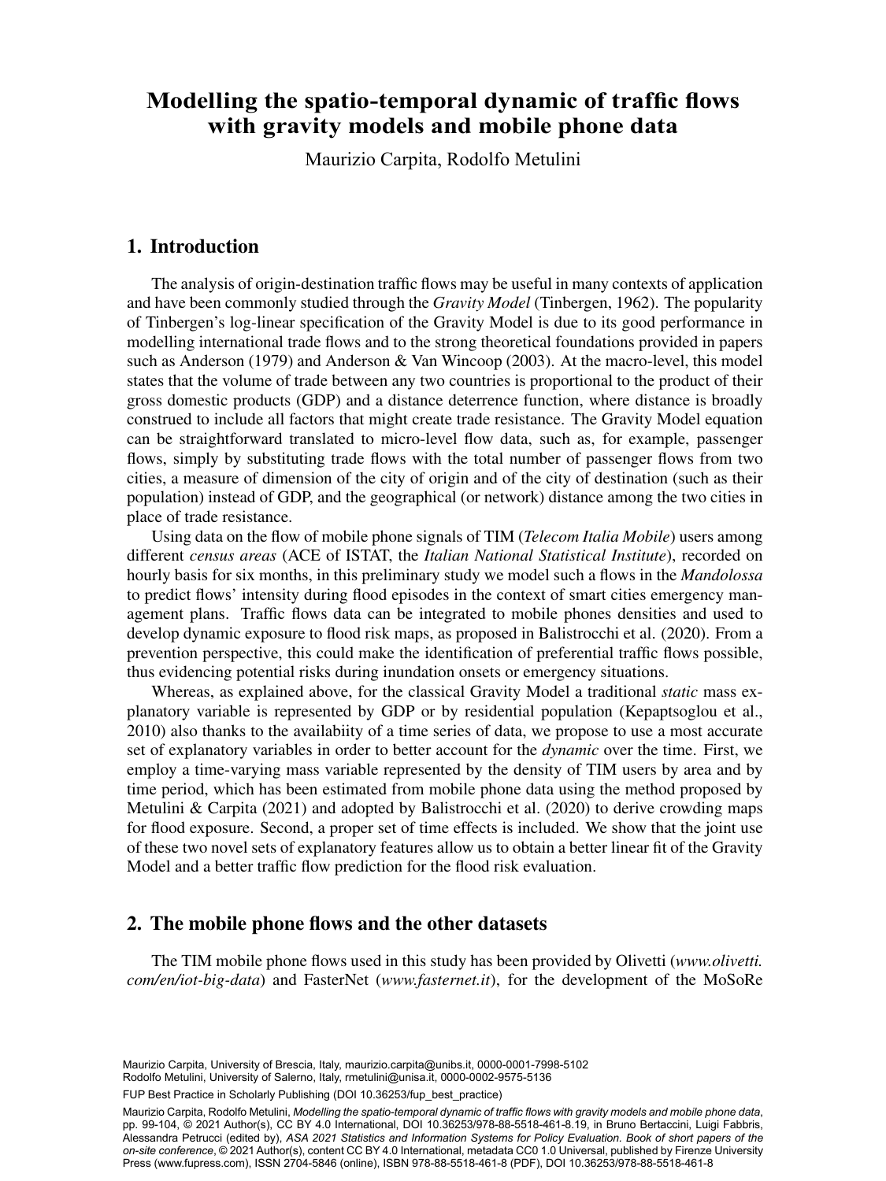# Modelling the spatio-temporal dynamic of traffic flows with gravity models and mobile phone data

Maurizio Carpita, Rodolfo Metulini

## 1. Introduction

The analysis of origin-destination traffic flows may be useful in many contexts of application and have been commonly studied through the *Gravity Model* (Tinbergen, 1962). The popularity of Tinbergen's log-linear specification of the Gravity Model is due to its good performance in modelling international trade flows and to the strong theoretical foundations provided in papers such as Anderson (1979) and Anderson & Van Wincoop (2003). At the macro-level, this model states that the volume of trade between any two countries is proportional to the product of their gross domestic products (GDP) and a distance deterrence function, where distance is broadly construed to include all factors that might create trade resistance. The Gravity Model equation can be straightforward translated to micro-level flow data, such as, for example, passenger flows, simply by substituting trade flows with the total number of passenger flows from two cities, a measure of dimension of the city of origin and of the city of destination (such as their population) instead of GDP, and the geographical (or network) distance among the two cities in place of trade resistance.

Using data on the flow of mobile phone signals of TIM (*Telecom Italia Mobile*) users among different *census areas* (ACE of ISTAT, the *Italian National Statistical Institute*), recorded on hourly basis for six months, in this preliminary study we model such a flows in the *Mandolossa* to predict flows' intensity during flood episodes in the context of smart cities emergency management plans. Traffic flows data can be integrated to mobile phones densities and used to develop dynamic exposure to flood risk maps, as proposed in Balistrocchi et al. (2020). From a prevention perspective, this could make the identification of preferential traffic flows possible, thus evidencing potential risks during inundation onsets or emergency situations.

Whereas, as explained above, for the classical Gravity Model a traditional *static* mass explanatory variable is represented by GDP or by residential population (Kepaptsoglou et al., 2010) also thanks to the availabiity of a time series of data, we propose to use a most accurate set of explanatory variables in order to better account for the *dynamic* over the time. First, we employ a time-varying mass variable represented by the density of TIM users by area and by time period, which has been estimated from mobile phone data using the method proposed by Metulini & Carpita (2021) and adopted by Balistrocchi et al. (2020) to derive crowding maps for flood exposure. Second, a proper set of time effects is included. We show that the joint use of these two novel sets of explanatory features allow us to obtain a better linear fit of the Gravity Model and a better traffic flow prediction for the flood risk evaluation.

## 2. The mobile phone flows and the other datasets

The TIM mobile phone flows used in this study has been provided by Olivetti (*www.olivetti.com/en/iot-big-data*) and FasterNet (*www.fasternet.it*), for the development of the MoSoRe

Maurizio Carpita, University of Brescia, Italy, maurizio.carpita@unibs.it, 0000-0001-7998-5102
Rodolfo Metulini, University of Salerno, Italy, rmetulini@unisa.it, 0000-0002-9575-5136

FUP Best Practice in Scholarly Publishing (DOI 10.36253/fup_best_practice)

Maurizio Carpita, Rodolfo Metulini, *Modelling the spatio-temporal dynamic of traffic flows with gravity models and mobile phone data*, pp. 99-104, © 2021 Author(s), CC BY 4.0 International, DOI 10.36253/978-88-5518-461-8.19, in Bruno Bertaccini, Luigi Fabbris, Alessandra Petrucci (edited by), *ASA 2021 Statistics and Information Systems for Policy Evaluation. Book of short papers of the on-site conference*, © 2021 Author(s), content CC BY 4.0 International, metadata CC0 1.0 Universal, published by Firenze University Press (www.fupress.com), ISSN 2704-5846 (online), ISBN 978-88-5518-461-8 (PDF), DOI 10.36253/978-88-5518-461-8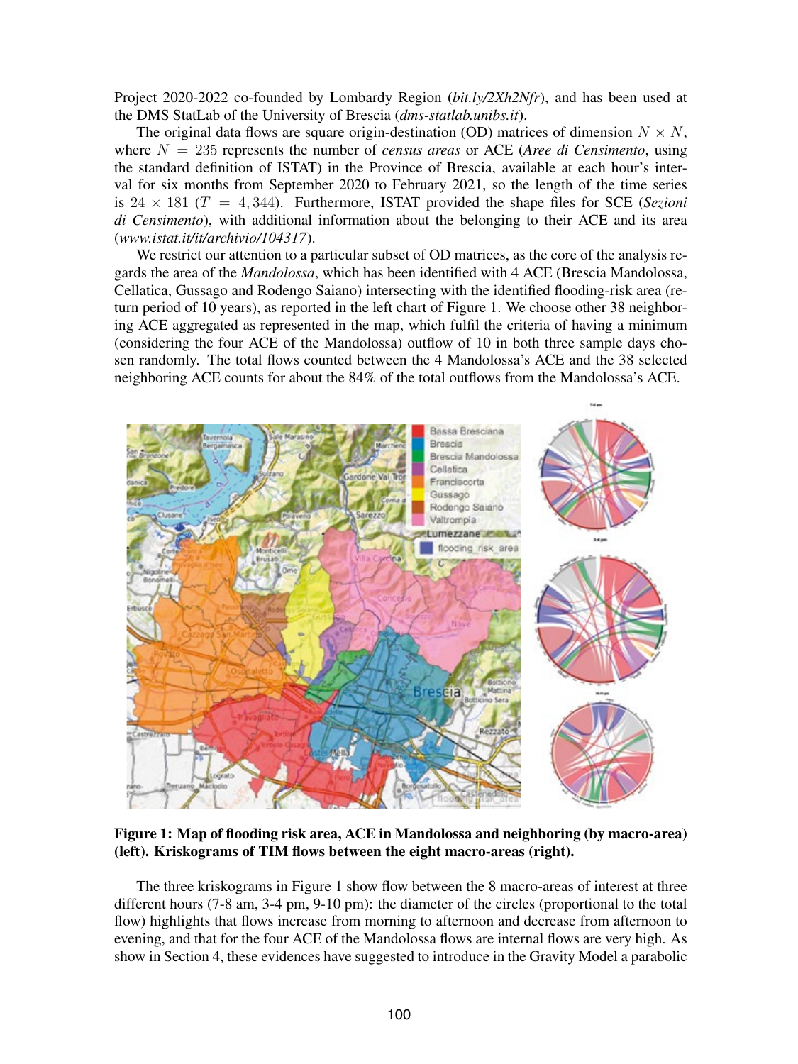Project 2020-2022 co-founded by Lombardy Region (*bit.ly/2Xh2Nfr*), and has been used at the DMS StatLab of the University of Brescia (*dms-statlab.unibs.it*).

The original data flows are square origin-destination (OD) matrices of dimension $N \times N$, where $N = 235$ represents the number of *census areas* or ACE (*Aree di Censimento*, using the standard definition of ISTAT) in the Province of Brescia, available at each hour's interval for six months from September 2020 to February 2021, so the length of the time series is $24 \times 181$ ($T = 4,344$). Furthermore, ISTAT provided the shape files for SCE (*Sezioni di Censimento*), with additional information about the belonging to their ACE and its area (*www.istat.it/it/archivio/104317*).

We restrict our attention to a particular subset of OD matrices, as the core of the analysis regards the area of the *Mandolossa*, which has been identified with 4 ACE (Brescia Mandolossa, Cellatica, Gussago and Rodengo Saiano) intersecting with the identified flooding-risk area (return period of 10 years), as reported in the left chart of Figure 1. We choose other 38 neighboring ACE aggregated as represented in the map, which fulfil the criteria of having a minimum (considering the four ACE of the Mandolossa) outflow of 10 in both three sample days chosen randomly. The total flows counted between the 4 Mandolossa's ACE and the 38 selected neighboring ACE counts for about the 84% of the total outflows from the Mandolossa's ACE.

**Figure 1: Map of flooding risk area, ACE in Mandolossa and neighboring (by macro-area) (left). Kriskograms of TIM flows between the eight macro-areas (right).**

The three kriskograms in Figure 1 show flow between the 8 macro-areas of interest at three different hours (7-8 am, 3-4 pm, 9-10 pm): the diameter of the circles (proportional to the total flow) highlights that flows increase from morning to afternoon and decrease from afternoon to evening, and that for the four ACE of the Mandolossa flows are internal flows are very high. As show in Section 4, these evidences have suggested to introduce in the Gravity Model a parabolic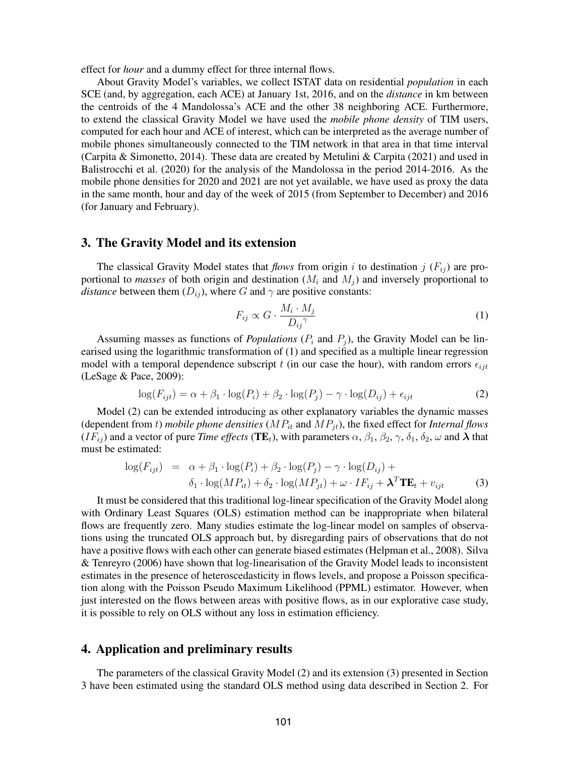effect for *hour* and a dummy effect for three internal flows.

About Gravity Model's variables, we collect ISTAT data on residential *population* in each SCE (and, by aggregation, each ACE) at January 1st, 2016, and on the *distance* in km between the centroids of the 4 Mandolossa's ACE and the other 38 neighboring ACE. Furthermore, to extend the classical Gravity Model we have used the *mobile phone density* of TIM users, computed for each hour and ACE of interest, which can be interpreted as the average number of mobile phones simultaneously connected to the TIM network in that area in that time interval (Carpita & Simonetto, 2014). These data are created by Metulini & Carpita (2021) and used in Balistrocchi et al. (2020) for the analysis of the Mandolossa in the period 2014-2016. As the mobile phone densities for 2020 and 2021 are not yet available, we have used as proxy the data in the same month, hour and day of the week of 2015 (from September to December) and 2016 (for January and February).

## 3. The Gravity Model and its extension

The classical Gravity Model states that *flows* from origin $i$ to destination $j$ ($F_{ij}$) are proportional to *masses* of both origin and destination ($M_i$ and $M_j$) and inversely proportional to *distance* between them ($D_{ij}$), where $G$ and $\gamma$ are positive constants:

$$F_{ij} \propto G \cdot \frac{M_i \cdot M_j}{{D_{ij}}^{\gamma}} \tag{1}$$

Assuming masses as functions of *Populations* ($P_i$ and $P_j$), the Gravity Model can be linearised using the logarithmic transformation of (1) and specified as a multiple linear regression model with a temporal dependence subscript $t$ (in our case the hour), with random errors $\epsilon_{ijt}$ (LeSage & Pace, 2009):

$$\log(F_{ijt}) = \alpha + \beta_1 \cdot \log(P_i) + \beta_2 \cdot \log(P_j) - \gamma \cdot \log(D_{ij}) + \epsilon_{ijt} \tag{2}$$

Model (2) can be extended introducing as other explanatory variables the dynamic masses (dependent from $t$) *mobile phone densities* ($MP_{it}$ and $MP_{jt}$), the fixed effect for *Internal flows* ($IF_{ij}$) and a vector of pure *Time effects* ($\mathbf{TE}_t$), with parameters $\alpha$, $\beta_1$, $\beta_2$, $\gamma$, $\delta_1$, $\delta_2$, $\omega$ and $\boldsymbol{\lambda}$ that must be estimated:

$$\begin{aligned} \log(F_{ijt}) &= \alpha + \beta_1 \cdot \log(P_i) + \beta_2 \cdot \log(P_j) - \gamma \cdot \log(D_{ij}) + \\ &\quad \delta_1 \cdot \log(MP_{it}) + \delta_2 \cdot \log(MP_{jt}) + \omega \cdot IF_{ij} + \boldsymbol{\lambda}^T \mathbf{TE}_t + v_{ijt} \end{aligned} \tag{3}$$

It must be considered that this traditional log-linear specification of the Gravity Model along with Ordinary Least Squares (OLS) estimation method can be inappropriate when bilateral flows are frequently zero. Many studies estimate the log-linear model on samples of observations using the truncated OLS approach but, by disregarding pairs of observations that do not have a positive flows with each other can generate biased estimates (Helpman et al., 2008). Silva & Tenreyro (2006) have shown that log-linearisation of the Gravity Model leads to inconsistent estimates in the presence of heteroscedasticity in flows levels, and propose a Poisson specification along with the Poisson Pseudo Maximum Likelihood (PPML) estimator. However, when just interested on the flows between areas with positive flows, as in our explorative case study, it is possible to rely on OLS without any loss in estimation efficiency.

## 4. Application and preliminary results

The parameters of the classical Gravity Model (2) and its extension (3) presented in Section 3 have been estimated using the standard OLS method using data described in Section 2. For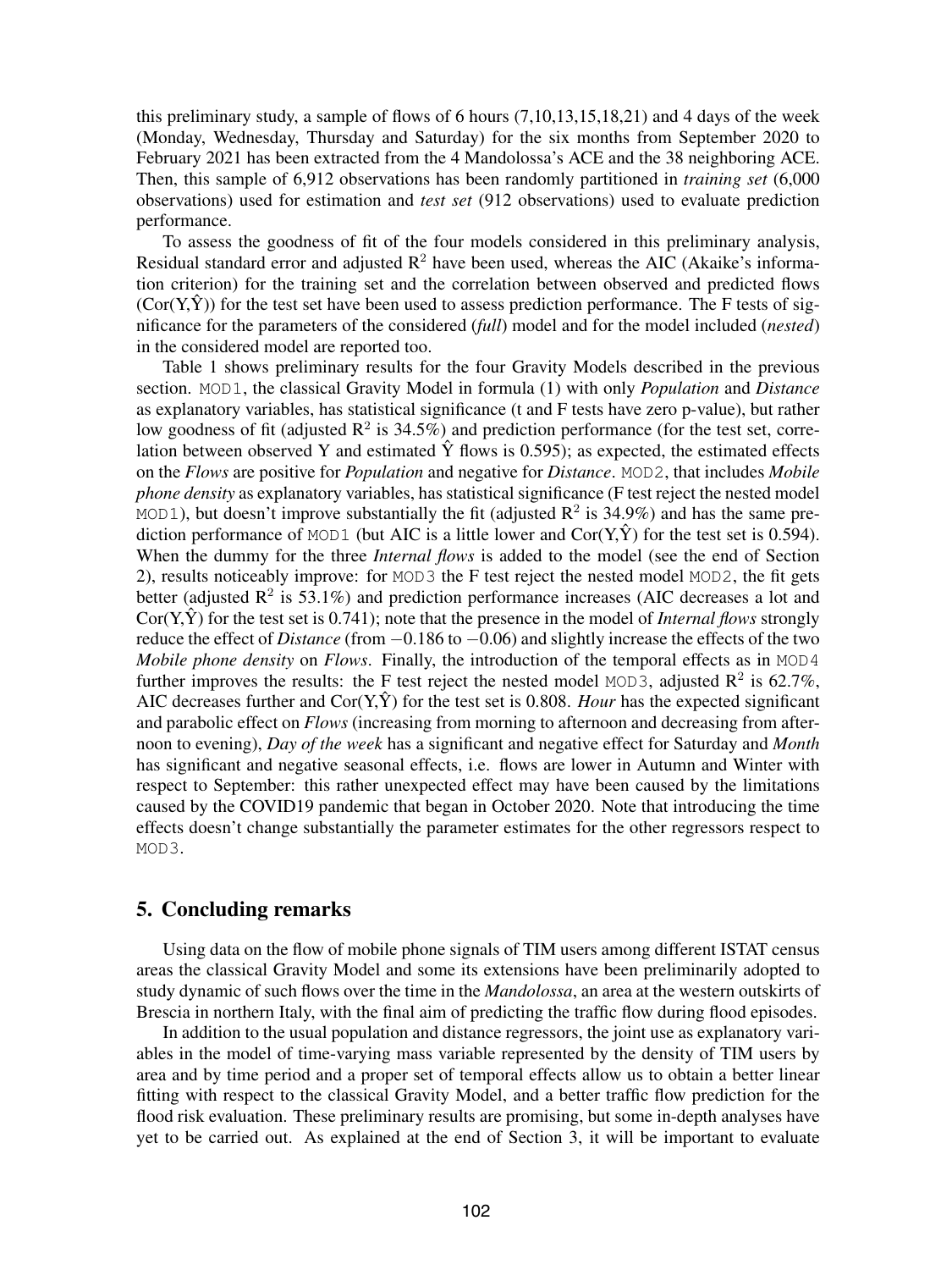this preliminary study, a sample of flows of 6 hours (7,10,13,15,18,21) and 4 days of the week (Monday, Wednesday, Thursday and Saturday) for the six months from September 2020 to February 2021 has been extracted from the 4 Mandolossa's ACE and the 38 neighboring ACE. Then, this sample of 6,912 observations has been randomly partitioned in *training set* (6,000 observations) used for estimation and *test set* (912 observations) used to evaluate prediction performance.

To assess the goodness of fit of the four models considered in this preliminary analysis, Residual standard error and adjusted $R^2$ have been used, whereas the AIC (Akaike's information criterion) for the training set and the correlation between observed and predicted flows ($Cor(Y,\hat{Y})$) for the test set have been used to assess prediction performance. The F tests of significance for the parameters of the considered (*full*) model and for the model included (*nested*) in the considered model are reported too.

Table 1 shows preliminary results for the four Gravity Models described in the previous section. `MOD1`, the classical Gravity Model in formula (1) with only *Population* and *Distance* as explanatory variables, has statistical significance (t and F tests have zero p-value), but rather low goodness of fit (adjusted $R^2$ is 34.5%) and prediction performance (for the test set, correlation between observed Y and estimated $\hat{Y}$ flows is 0.595); as expected, the estimated effects on the *Flows* are positive for *Population* and negative for *Distance*. `MOD2`, that includes *Mobile phone density* as explanatory variables, has statistical significance (F test reject the nested model `MOD1`), but doesn't improve substantially the fit (adjusted $R^2$ is 34.9%) and has the same prediction performance of `MOD1` (but AIC is a little lower and $Cor(Y,\hat{Y})$ for the test set is 0.594). When the dummy for the three *Internal flows* is added to the model (see the end of Section 2), results noticeably improve: for `MOD3` the F test reject the nested model `MOD2`, the fit gets better (adjusted $R^2$ is 53.1%) and prediction performance increases (AIC decreases a lot and $Cor(Y,\hat{Y})$ for the test set is 0.741); note that the presence in the model of *Internal flows* strongly reduce the effect of *Distance* (from $-0.186$ to $-0.06$) and slightly increase the effects of the two *Mobile phone density* on *Flows*. Finally, the introduction of the temporal effects as in `MOD4` further improves the results: the F test reject the nested model `MOD3`, adjusted $R^2$ is 62.7%, AIC decreases further and $Cor(Y,\hat{Y})$ for the test set is 0.808. *Hour* has the expected significant and parabolic effect on *Flows* (increasing from morning to afternoon and decreasing from afternoon to evening), *Day of the week* has a significant and negative effect for Saturday and *Month* has significant and negative seasonal effects, i.e. flows are lower in Autumn and Winter with respect to September: this rather unexpected effect may have been caused by the limitations caused by the COVID19 pandemic that began in October 2020. Note that introducing the time effects doesn't change substantially the parameter estimates for the other regressors respect to `MOD3`.

## 5. Concluding remarks

Using data on the flow of mobile phone signals of TIM users among different ISTAT census areas the classical Gravity Model and some its extensions have been preliminarily adopted to study dynamic of such flows over the time in the *Mandolossa*, an area at the western outskirts of Brescia in northern Italy, with the final aim of predicting the traffic flow during flood episodes.

In addition to the usual population and distance regressors, the joint use as explanatory variables in the model of time-varying mass variable represented by the density of TIM users by area and by time period and a proper set of temporal effects allow us to obtain a better linear fitting with respect to the classical Gravity Model, and a better traffic flow prediction for the flood risk evaluation. These preliminary results are promising, but some in-depth analyses have yet to be carried out. As explained at the end of Section 3, it will be important to evaluate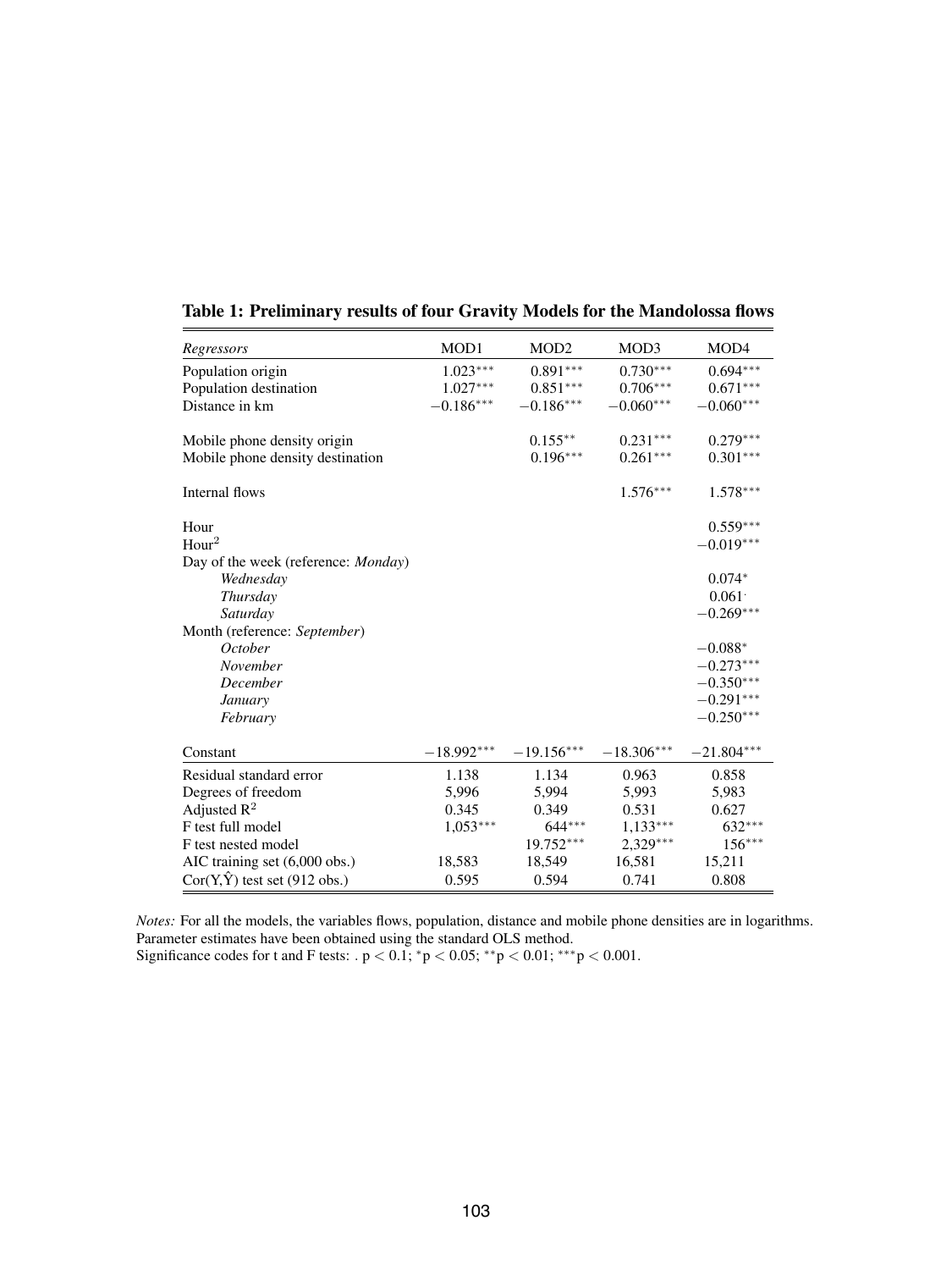**Table 1: Preliminary results of four Gravity Models for the Mandolossa flows**

| *Regressors* | MOD1 | MOD2 | MOD3 | MOD4 |
|---|---|---|---|---|
| Population origin | $1.023^{***}$ | $0.891^{***}$ | $0.730^{***}$ | $0.694^{***}$ |
| Population destination | $1.027^{***}$ | $0.851^{***}$ | $0.706^{***}$ | $0.671^{***}$ |
| Distance in km | $-0.186^{***}$ | $-0.186^{***}$ | $-0.060^{***}$ | $-0.060^{***}$ |
| Mobile phone density origin | | $0.155^{**}$ | $0.231^{***}$ | $0.279^{***}$ |
| Mobile phone density destination | | $0.196^{***}$ | $0.261^{***}$ | $0.301^{***}$ |
| Internal flows | | | $1.576^{***}$ | $1.578^{***}$ |
| Hour | | | | $0.559^{***}$ |
| $\text{Hour}^2$ | | | | $-0.019^{***}$ |
| Day of the week (reference: *Monday*) | | | | |
| *Wednesday* | | | | $0.074^{*}$ |
| *Thursday* | | | | $0.061^{\cdot}$ |
| *Saturday* | | | | $-0.269^{***}$ |
| Month (reference: *September*) | | | | |
| *October* | | | | $-0.088^{*}$ |
| *November* | | | | $-0.273^{***}$ |
| *December* | | | | $-0.350^{***}$ |
| *January* | | | | $-0.291^{***}$ |
| *February* | | | | $-0.250^{***}$ |
| Constant | $-18.992^{***}$ | $-19.156^{***}$ | $-18.306^{***}$ | $-21.804^{***}$ |
| Residual standard error | 1.138 | 1.134 | 0.963 | 0.858 |
| Degrees of freedom | 5,996 | 5,994 | 5,993 | 5,983 |
| Adjusted $R^2$ | 0.345 | 0.349 | 0.531 | 0.627 |
| F test full model | $1{,}053^{***}$ | $644^{***}$ | $1{,}133^{***}$ | $632^{***}$ |
| F test nested model | | $19.752^{***}$ | $2{,}329^{***}$ | $156^{***}$ |
| AIC training set (6,000 obs.) | 18,583 | 18,549 | 16,581 | 15,211 |
| $\text{Cor}(Y,\hat{Y})$ test set (912 obs.) | 0.595 | 0.594 | 0.741 | 0.808 |

*Notes:* For all the models, the variables flows, population, distance and mobile phone densities are in logarithms. Parameter estimates have been obtained using the standard OLS method.
Significance codes for t and F tests: . $p < 0.1$; $^{*}p < 0.05$; $^{**}p < 0.01$; $^{***}p < 0.001$.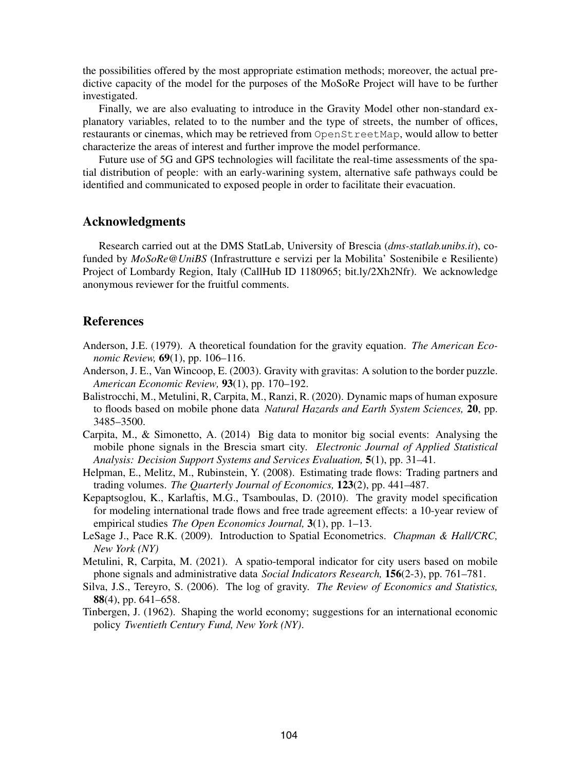the possibilities offered by the most appropriate estimation methods; moreover, the actual predictive capacity of the model for the purposes of the MoSoRe Project will have to be further investigated.

Finally, we are also evaluating to introduce in the Gravity Model other non-standard explanatory variables, related to to the number and the type of streets, the number of offices, restaurants or cinemas, which may be retrieved from `OpenStreetMap`, would allow to better characterize the areas of interest and further improve the model performance.

Future use of 5G and GPS technologies will facilitate the real-time assessments of the spatial distribution of people: with an early-warining system, alternative safe pathways could be identified and communicated to exposed people in order to facilitate their evacuation.

## Acknowledgments

Research carried out at the DMS StatLab, University of Brescia (*dms-statlab.unibs.it*), co-funded by *MoSoRe@UniBS* (Infrastrutture e servizi per la Mobilita' Sostenibile e Resiliente) Project of Lombardy Region, Italy (CallHub ID 1180965; bit.ly/2Xh2Nfr). We acknowledge anonymous reviewer for the fruitful comments.

## References

Anderson, J.E. (1979). A theoretical foundation for the gravity equation. *The American Economic Review,* **69**(1), pp. 106–116.

Anderson, J. E., Van Wincoop, E. (2003). Gravity with gravitas: A solution to the border puzzle. *American Economic Review,* **93**(1), pp. 170–192.

Balistrocchi, M., Metulini, R, Carpita, M., Ranzi, R. (2020). Dynamic maps of human exposure to floods based on mobile phone data *Natural Hazards and Earth System Sciences,* **20**, pp. 3485–3500.

Carpita, M., & Simonetto, A. (2014) Big data to monitor big social events: Analysing the mobile phone signals in the Brescia smart city. *Electronic Journal of Applied Statistical Analysis: Decision Support Systems and Services Evaluation,* **5**(1), pp. 31–41.

Helpman, E., Melitz, M., Rubinstein, Y. (2008). Estimating trade flows: Trading partners and trading volumes. *The Quarterly Journal of Economics,* **123**(2), pp. 441–487.

Kepaptsoglou, K., Karlaftis, M.G., Tsamboulas, D. (2010). The gravity model specification for modeling international trade flows and free trade agreement effects: a 10-year review of empirical studies *The Open Economics Journal,* **3**(1), pp. 1–13.

LeSage J., Pace R.K. (2009). Introduction to Spatial Econometrics. *Chapman & Hall/CRC, New York (NY)*

Metulini, R, Carpita, M. (2021). A spatio-temporal indicator for city users based on mobile phone signals and administrative data *Social Indicators Research,* **156**(2-3), pp. 761–781.

Silva, J.S., Tereyro, S. (2006). The log of gravity. *The Review of Economics and Statistics,* **88**(4), pp. 641–658.

Tinbergen, J. (1962). Shaping the world economy; suggestions for an international economic policy *Twentieth Century Fund, New York (NY)*.